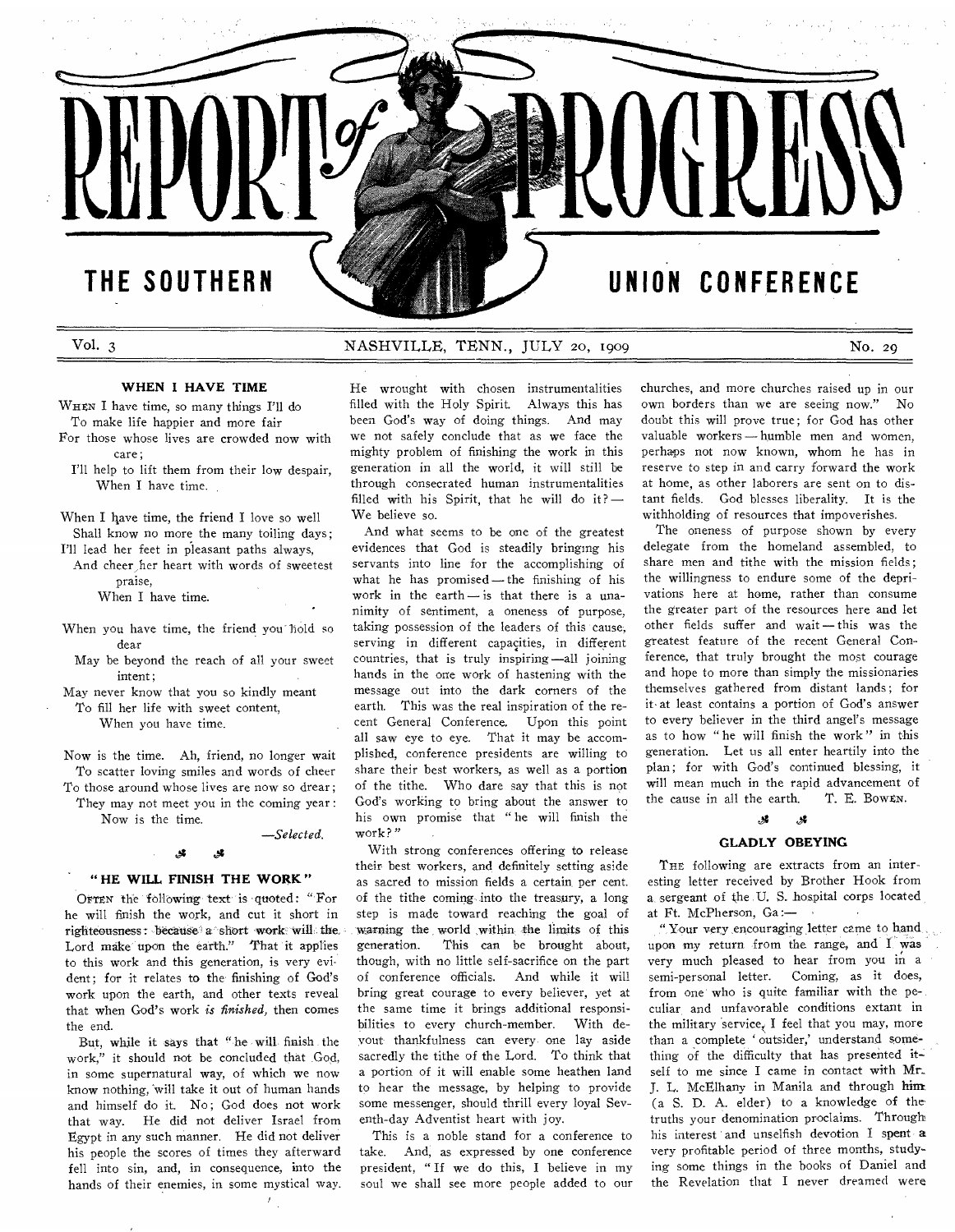# REPORT of PROGRESS

## THE SOUTHERN UNION CONFERENCE

Vol. 3 NASHVILLE, TENN., JULY 20, 1909 No. 29

### WHEN I HAVE TIME

WHEN I have time, so many things I'll do
To make life happier and more fair
For those whose lives are crowded now with care;
I'll help to lift them from their low despair,
When I have time.

When I have time, the friend I love so well
Shall know no more the many toiling days;
I'll lead her feet in pleasant paths always,
And cheer her heart with words of sweetest praise,
When I have time.

When you have time, the friend you hold so dear
May be beyond the reach of all your sweet intent;
May never know that you so kindly meant
To fill her life with sweet content,
When you have time.

Now is the time. Ah, friend, no longer wait
To scatter loving smiles and words of cheer
To those around whose lives are now so drear;
They may not meet you in the coming year:
Now is the time.

—*Selected.*

### "HE WILL FINISH THE WORK"

OFTEN the following text is quoted: "For he will finish the work, and cut it short in righteousness: because a short work will the Lord make upon the earth." That it applies to this work and this generation, is very evident; for it relates to the finishing of God's work upon the earth, and other texts reveal that when God's work *is finished,* then comes the end.

But, while it says that "he will finish the work," it should not be concluded that God, in some supernatural way, of which we now know nothing, will take it out of human hands and himself do it. No; God does not work that way. He did not deliver Israel from Egypt in any such manner. He did not deliver his people the scores of times they afterward fell into sin, and, in consequence, into the hands of their enemies, in some mystical way. He wrought with chosen instrumentalities filled with the Holy Spirit. Always this has been God's way of doing things. And may we not safely conclude that as we face the mighty problem of finishing the work in this generation in all the world, it will still be through consecrated human instrumentalities filled with his Spirit, that he will do it?—We believe so.

And what seems to be one of the greatest evidences that God is steadily bringing his servants into line for the accomplishing of what he has promised — the finishing of his work in the earth — is that there is a unanimity of sentiment, a oneness of purpose, taking possession of the leaders of this cause, serving in different capacities, in different countries, that is truly inspiring —all joining hands in the one work of hastening with the message out into the dark corners of the earth. This was the real inspiration of the recent General Conference. Upon this point all saw eye to eye. That it may be accomplished, conference presidents are willing to share their best workers, as well as a portion of the tithe. Who dare say that this is not God's working to bring about the answer to his own promise that "he will finish the work?"

With strong conferences offering to release their best workers, and definitely setting aside as sacred to mission fields a certain per cent. of the tithe coming into the treasury, a long step is made toward reaching the goal of warning the world within the limits of this generation. This can be brought about, though, with no little self-sacrifice on the part of conference officials. And while it will bring great courage to every believer, yet at the same time it brings additional responsibilities to every church-member. With devout thankfulness can every one lay aside sacredly the tithe of the Lord. To think that a portion of it will enable some heathen land to hear the message, by helping to provide some messenger, should thrill every loyal Seventh-day Adventist heart with joy.

This is a noble stand for a conference to take. And, as expressed by one conference president, "If we do this, I believe in my soul we shall see more people added to our churches, and more churches raised up in our own borders than we are seeing now." No doubt this will prove true; for God has other valuable workers — humble men and women, perhaps not now known, whom he has in reserve to step in and carry forward the work at home, as other laborers are sent on to distant fields. God blesses liberality. It is the withholding of resources that impoverishes.

The oneness of purpose shown by every delegate from the homeland assembled, to share men and tithe with the mission fields; the willingness to endure some of the deprivations here at home, rather than consume the greater part of the resources here and let other fields suffer and wait — this was the greatest feature of the recent General Conference, that truly brought the most courage and hope to more than simply the missionaries themselves gathered from distant lands; for it at least contains a portion of God's answer to every believer in the third angel's message as to how "he will finish the work" in this generation. Let us all enter heartily into the plan; for with God's continued blessing, it will mean much in the rapid advancement of the cause in all the earth. T. E. BOWEN.

### GLADLY OBEYING

THE following are extracts from an interesting letter received by Brother Hook from a sergeant of the U. S. hospital corps located at Ft. McPherson, Ga:—

"Your very encouraging letter came to hand upon my return from the range, and I was very much pleased to hear from you in a semi-personal letter. Coming, as it does, from one who is quite familiar with the peculiar and unfavorable conditions extant in the military service, I feel that you may, more than a complete 'outsider,' understand something of the difficulty that has presented itself to me since I came in contact with Mr. J. L. McElhany in Manila and through him (a S. D. A. elder) to a knowledge of the truths your denomination proclaims. Through his interest and unselfish devotion I spent a very profitable period of three months, studying some things in the books of Daniel and the Revelation that I never dreamed were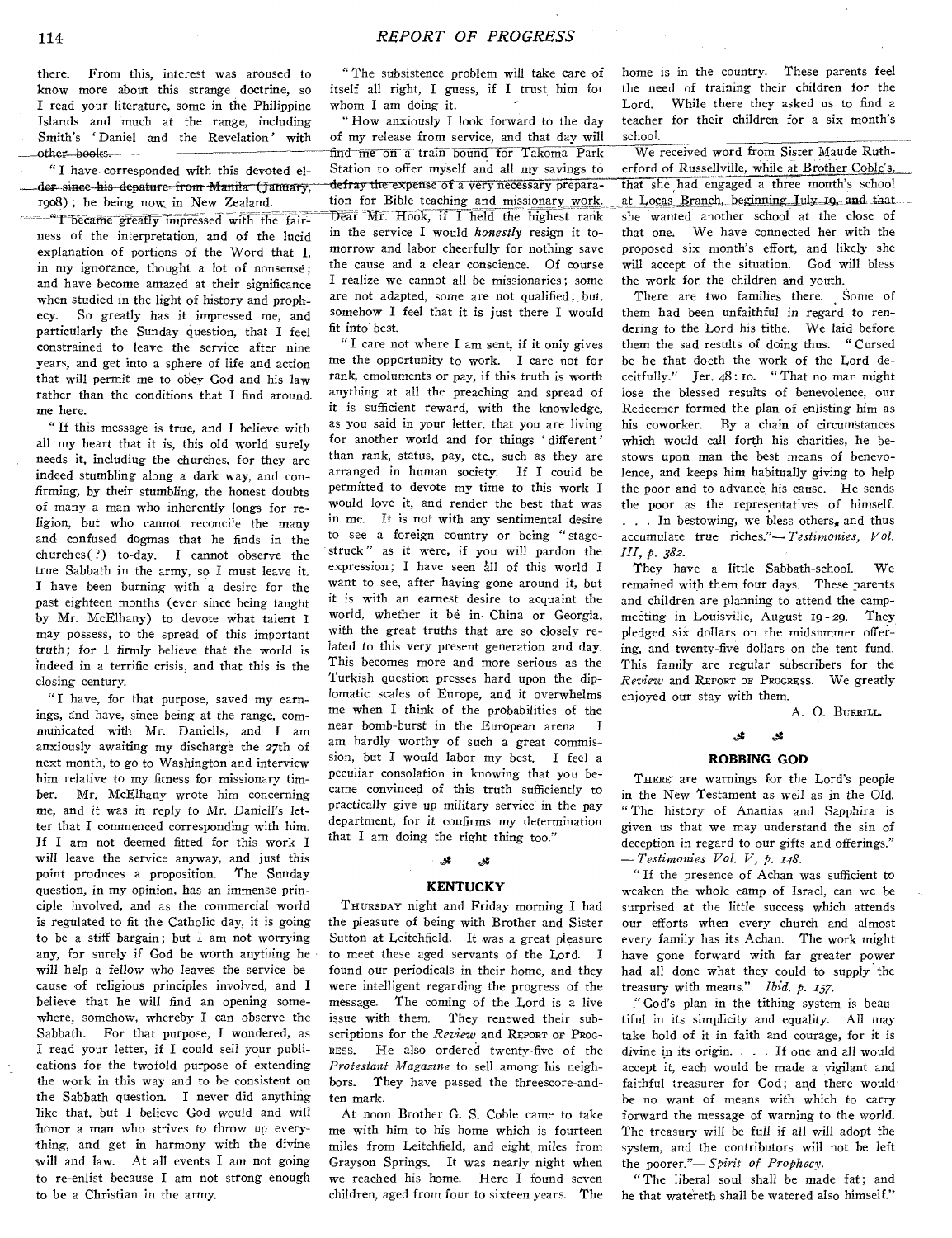there. From this, interest was aroused to know more about this strange doctrine, so I read your literature, some in the Philippine Islands and much at the range, including Smith's 'Daniel and the Revelation' with other books.

"I have corresponded with this devoted elder since his departure from Manila (January, 1908); he being now in New Zealand.

"I became greatly impressed with the fairness of the interpretation, and of the lucid explanation of portions of the Word that I, in my ignorance, thought a lot of nonsense; and have become amazed at their significance when studied in the light of history and prophecy. So greatly has it impressed me, and particularly the Sunday question, that I feel constrained to leave the service after nine years, and get into a sphere of life and action that will permit me to obey God and his law rather than the conditions that I find around me here.

"If this message is true, and I believe with all my heart that it is, this old world surely needs it, including the churches, for they are indeed stumbling along a dark way, and confirming, by their stumbling, the honest doubts of many a man who inherently longs for religion, but who cannot reconcile the many and confused dogmas that he finds in the churches(?) to-day. I cannot observe the true Sabbath in the army, so I must leave it. I have been burning with a desire for the past eighteen months (ever since being taught by Mr. McElhany) to devote what talent I may possess, to the spread of this important truth; for I firmly believe that the world is indeed in a terrific crisis, and that this is the closing century.

"I have, for that purpose, saved my earnings, and have, since being at the range, communicated with Mr. Daniells, and I am anxiously awaiting my discharge the 27th of next month, to go to Washington and interview him relative to my fitness for missionary timber. Mr. McElhany wrote him concerning me, and it was in reply to Mr. Daniell's letter that I commenced corresponding with him. If I am not deemed fitted for this work I will leave the service anyway, and just this point produces a proposition. The Sunday question, in my opinion, has an immense principle involved, and as the commercial world is regulated to fit the Catholic day, it is going to be a stiff bargain; but I am not worrying any, for surely if God be worth anything he will help a fellow who leaves the service because of religious principles involved, and I believe that he will find an opening somewhere, somehow, whereby I can observe the Sabbath. For that purpose, I wondered, as I read your letter, if I could sell your publications for the twofold purpose of extending the work in this way and to be consistent on the Sabbath question. I never did anything like that, but I believe God would and will honor a man who strives to throw up everything, and get in harmony with the divine will and law. At all events I am not going to re-enlist because I am not strong enough to be a Christian in the army.

"The subsistence problem will take care of itself all right, I guess, if I trust him for whom I am doing it.

"How anxiously I look forward to the day of my release from service, and that day will find me on a train bound for Takoma Park Station to offer myself and all my savings to defray the expense of a very necessary preparation for Bible teaching and missionary work. Dear Mr. Hook, if I held the highest rank in the service I would *honestly* resign it tomorrow and labor cheerfully for nothing save the cause and a clear conscience. Of course I realize we cannot all be missionaries; some are not adapted, some are not qualified; but somehow I feel that it is just there I would fit into best.

"I care not where I am sent, if it only gives me the opportunity to work. I care not for rank, emoluments or pay, if this truth is worth anything at all the preaching and spread of it is sufficient reward, with the knowledge, as you said in your letter, that you are living for another world and for things 'different' than rank, status, pay, etc., such as they are arranged in human society. If I could be permitted to devote my time to this work I would love it, and render the best that was in me. It is not with any sentimental desire to see a foreign country or being "stage-struck" as it were, if you will pardon the expression; I have seen all of this world I want to see, after having gone around it, but it is with an earnest desire to acquaint the world, whether it be in China or Georgia, with the great truths that are so closely related to this very present generation and day. This becomes more and more serious as the Turkish question presses hard upon the diplomatic scales of Europe, and it overwhelms me when I think of the probabilities of the near bomb-burst in the European arena. I am hardly worthy of such a great commission, but I would labor my best. I feel a peculiar consolation in knowing that you became convinced of this truth sufficiently to practically give up military service in the pay department, for it confirms my determination that I am doing the right thing too."

## KENTUCKY

Thursday night and Friday morning I had the pleasure of being with Brother and Sister Sutton at Leitchfield. It was a great pleasure to meet these aged servants of the Lord. I found our periodicals in their home, and they were intelligent regarding the progress of the message. The coming of the Lord is a live issue with them. They renewed their subscriptions for the *Review* and Report of Progress. He also ordered twenty-five of the *Protestant Magazine* to sell among his neighbors. They have passed the threescore-and-ten mark.

At noon Brother G. S. Coble came to take me with him to his home which is fourteen miles from Leitchfield, and eight miles from Grayson Springs. It was nearly night when we reached his home. Here I found seven children, aged from four to sixteen years. The home is in the country. These parents feel the need of training their children for the Lord. While there they asked us to find a teacher for their children for a six month's school.

We received word from Sister Maude Rutherford of Russellville, while at Brother Coble's, that she had engaged a three month's school at Locas Branch, beginning July 19, and that she wanted another school at the close of that one. We have connected her with the proposed six month's effort, and likely she will accept of the situation. God will bless the work for the children and youth.

There are two families there. Some of them had been unfaithful in regard to rendering to the Lord his tithe. We laid before them the sad results of doing thus. "Cursed be he that doeth the work of the Lord deceitfully." Jer. 48:10. "That no man might lose the blessed results of benevolence, our Redeemer formed the plan of enlisting him as his coworker. By a chain of circumstances which would call forth his charities, he bestows upon man the best means of benevolence, and keeps him habitually giving to help the poor and to advance his cause. He sends the poor as the representatives of himself. . . . In bestowing, we bless others, and thus accumulate true riches."—*Testimonies, Vol. III, p. 382.*

They have a little Sabbath-school. We remained with them four days. These parents and children are planning to attend the camp-meeting in Louisville, August 19-29. They pledged six dollars on the midsummer offering, and twenty-five dollars on the tent fund. This family are regular subscribers for the *Review* and Report of Progress. We greatly enjoyed our stay with them.

A. O. Burrill.

## ROBBING GOD

There are warnings for the Lord's people in the New Testament as well as in the Old. "The history of Ananias and Sapphira is given us that we may understand the sin of deception in regard to our gifts and offerings." —*Testimonies Vol. V, p. 148.*

"If the presence of Achan was sufficient to weaken the whole camp of Israel, can we be surprised at the little success which attends our efforts when every church and almost every family has its Achan. The work might have gone forward with far greater power had all done what they could to supply the treasury with means." *Ibid. p. 157.*

"God's plan in the tithing system is beautiful in its simplicity and equality. All may take hold of it in faith and courage, for it is divine in its origin. . . . If one and all would accept it, each would be made a vigilant and faithful treasurer for God; and there would be no want of means with which to carry forward the message of warning to the world. The treasury will be full if all will adopt the system, and the contributors will not be left the poorer."—*Spirit of Prophecy.*

"The liberal soul shall be made fat; and he that watereth shall be watered also himself."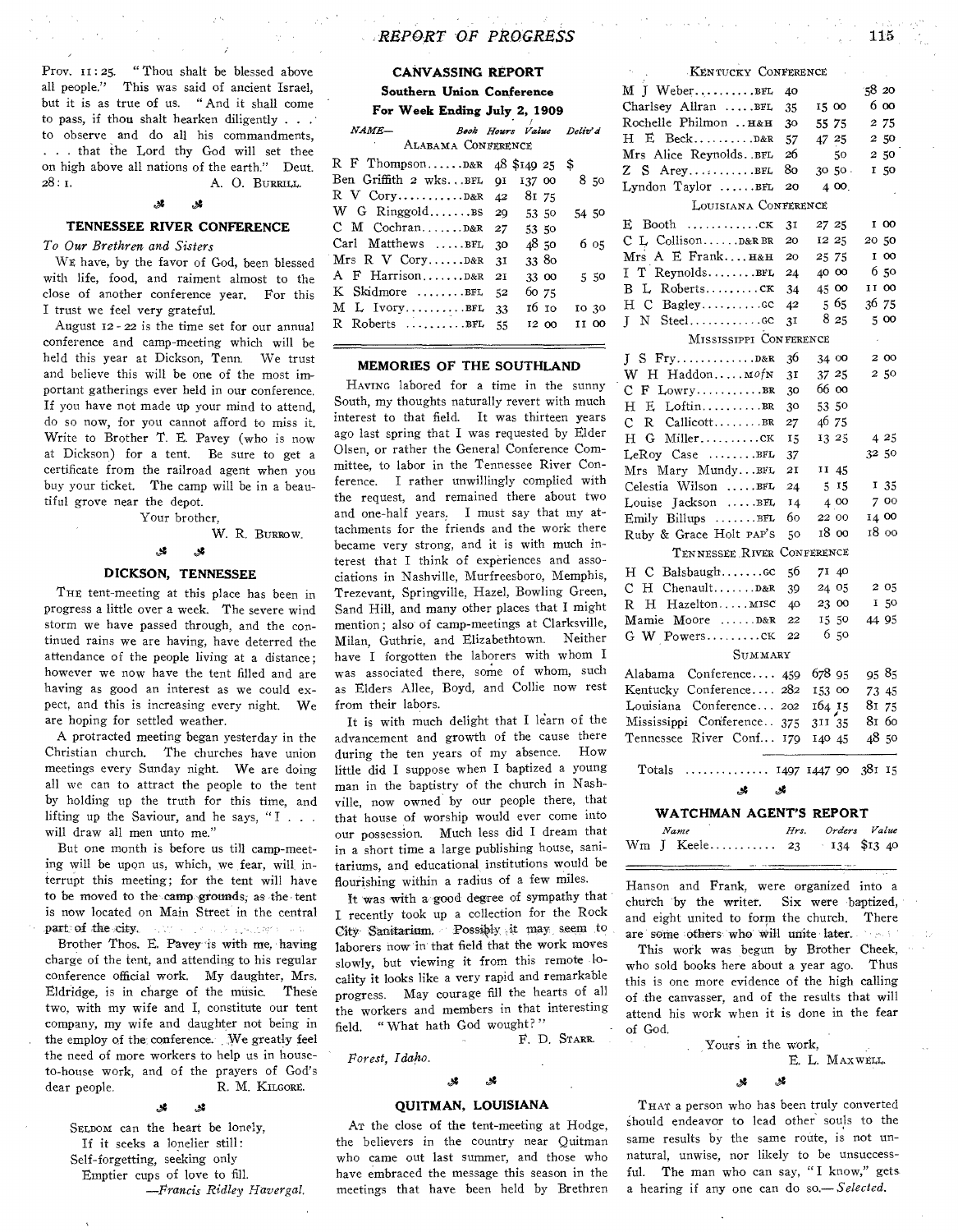Prov. 11:25. "Thou shalt be blessed above all people." This was said of ancient Israel, but it is as true of us. "And it shall come to pass, if thou shalt hearken diligently . . . to observe and do all his commandments, . . . that the Lord thy God will set thee on high above all nations of the earth." Deut. 28:1.

A. O. BURRILL.

## TENNESSEE RIVER CONFERENCE

*To Our Brethren and Sisters*

WE have, by the favor of God, been blessed with life, food, and raiment almost to the close of another conference year. For this I trust we feel very grateful.

August 12-22 is the time set for our annual conference and camp-meeting which will be held this year at Dickson, Tenn. We trust and believe this will be one of the most important gatherings ever held in our conference. If you have not made up your mind to attend, do so now, for you cannot afford to miss it. Write to Brother T. E. Pavey (who is now at Dickson) for a tent. Be sure to get a certificate from the railroad agent when you buy your ticket. The camp will be in a beautiful grove near the depot.

Your brother,

W. R. BURROW.

## DICKSON, TENNESSEE

THE tent-meeting at this place has been in progress a little over a week. The severe wind storm we have passed through, and the continued rains we are having, have deterred the attendance of the people living at a distance; however we now have the tent filled and are having as good an interest as we could expect, and this is increasing every night. We are hoping for settled weather.

A protracted meeting began yesterday in the Christian church. The churches have union meetings every Sunday night. We are doing all we can to attract the people to the tent by holding up the truth for this time, and lifting up the Saviour, and he says, "I . . . will draw all men unto me."

But one month is before us till camp-meeting will be upon us, which, we fear, will interrupt this meeting; for the tent will have to be moved to the camp grounds, as the tent is now located on Main Street in the central part of the city.

Brother Thos. E. Pavey is with me, having charge of the tent, and attending to his regular conference official work. My daughter, Mrs. Eldridge, is in charge of the music. These two, with my wife and I, constitute our tent company, my wife and daughter not being in the employ of the conference. We greatly feel the need of more workers to help us in house-to-house work, and of the prayers of God's dear people.

R. M. KILGORE.

SELDOM can the heart be lonely,
If it seeks a lonelier still:
Self-forgetting, seeking only
Emptier cups of love to fill.

*—Francis Ridley Havergal.*

## CANVASSING REPORT

### Southern Union Conference

### For Week Ending July 2, 1909

| NAME— | Book | Hours | Value | Deliv'd |
|---|---|---|---|---|
| ALABAMA CONFERENCE | | | | |
| R F Thompson | D&R | 48 | $149 25 | $ |
| Ben Griffith 2 wks | BFL | 91 | 137 00 | 8 50 |
| R V Cory | D&R | 42 | 81 75 | |
| W G Ringgold | BS | 29 | 53 50 | 54 50 |
| C M Cochran | D&R | 27 | 53 50 | |
| Carl Matthews | BFL | 30 | 48 50 | 6 05 |
| Mrs R V Cory | D&R | 31 | 33 80 | |
| A F Harrison | D&R | 21 | 33 00 | 5 50 |
| K Skidmore | BFL | 52 | 60 75 | |
| M L Ivory | BFL | 33 | 16 10 | 10 30 |
| R Roberts | BFL | 55 | 12 00 | 11 00 |
| KENTUCKY CONFERENCE | | | | |
| M J Weber | BFL | 40 | | 58 20 |
| Charlsey Allran | BFL | 35 | 15 00 | 6 00 |
| Rochelle Philmon | H&H | 30 | 55 75 | 2 75 |
| H E Beck | D&R | 57 | 47 25 | 2 50 |
| Mrs Alice Reynolds | BFL | 26 | 50 | 2 50 |
| Z S Arey | BFL | 80 | 30 50 | 1 50 |
| Lyndon Taylor | BFL | 20 | 4 00 | |
| LOUISIANA CONFERENCE | | | | |
| E Booth | CK | 31 | 27 25 | 1 00 |
| C L Collison | D&R BR | 20 | 12 25 | 20 50 |
| Mrs A E Frank | H&H | 20 | 25 75 | 1 00 |
| I T Reynolds | BFL | 24 | 40 00 | 6 50 |
| B L Roberts | CK | 34 | 45 00 | 11 00 |
| H C Bagley | GC | 42 | 5 65 | 36 75 |
| J N Steel | GC | 31 | 8 25 | 5 00 |
| MISSISSIPPI CONFERENCE | | | | |
| J S Fry | D&R | 36 | 34 00 | 2 00 |
| W H Haddon | MOfN | 31 | 37 25 | 2 50 |
| C F Lowry | BR | 30 | 66 00 | |
| H E Loftin | BR | 30 | 53 50 | |
| C R Callicott | BR | 27 | 46 75 | |
| H G Miller | CK | 15 | 13 25 | 4 25 |
| LeRoy Case | BFL | 37 | | 32 50 |
| Mrs Mary Mundy | BFL | 21 | 11 45 | |
| Celestia Wilson | BFL | 24 | 5 15 | 1 35 |
| Louise Jackson | BFL | 14 | 4 00 | 7 00 |
| Emily Billups | BFL | 60 | 22 00 | 14 00 |
| Ruby & Grace Holt | PAP'S | 50 | 18 00 | 18 00 |
| TENNESSEE RIVER CONFERENCE | | | | |
| H C Balsbaugh | GC | 56 | 71 40 | |
| C H Chenault | D&R | 39 | 24 05 | 2 05 |
| R H Hazelton | MISC | 40 | 23 00 | 1 50 |
| Mamie Moore | D&R | 22 | 15 50 | 44 95 |
| G W Powers | CK | 22 | 6 50 | |
| SUMMARY | | | | |
| Alabama Conference | | 459 | 678 95 | 95 85 |
| Kentucky Conference | | 282 | 153 00 | 73 45 |
| Louisiana Conference | | 202 | 164 15 | 81 75 |
| Mississippi Conference | | 375 | 311 35 | 81 60 |
| Tennessee River Conf. | | 179 | 140 45 | 48 50 |
| Totals | | 1497 | 1447 90 | 381 15 |

## MEMORIES OF THE SOUTHLAND

HAVING labored for a time in the sunny South, my thoughts naturally revert with much interest to that field. It was thirteen years ago last spring that I was requested by Elder Olsen, or rather the General Conference Committee, to labor in the Tennessee River Conference. I rather unwillingly complied with the request, and remained there about two and one-half years. I must say that my attachments for the friends and the work there became very strong, and it is with much interest that I think of experiences and associations in Nashville, Murfreesboro, Memphis, Trezevant, Springville, Hazel, Bowling Green, Sand Hill, and many other places that I might mention; also of camp-meetings at Clarksville, Milan, Guthrie, and Elizabethtown. Neither have I forgotten the laborers with whom I was associated there, some of whom, such as Elders Allee, Boyd, and Collie now rest from their labors.

It is with much delight that I learn of the advancement and growth of the cause there during the ten years of my absence. How little did I suppose when I baptized a young man in the baptistry of the church in Nashville, now owned by our people there, that that house of worship would ever come into our possession. Much less did I dream that in a short time a large publishing house, sanitariums, and educational institutions would be flourishing within a radius of a few miles.

It was with a good degree of sympathy that I recently took up a collection for the Rock City Sanitarium. Possibly it may seem to laborers now in that field that the work moves slowly, but viewing it from this remote locality it looks like a very rapid and remarkable progress. May courage fill the hearts of all the workers and members in that interesting field. "What hath God wought?"

F. D. STARR.

*Forest, Idaho.*

## QUITMAN, LOUISIANA

AT the close of the tent-meeting at Hodge, the believers in the country near Quitman who came out last summer, and those who have embraced the message this season in the meetings that have been held by Brethren Hanson and Frank, were organized into a church by the writer. Six were baptized, and eight united to form the church. There are some others who will unite later.

This work was begun by Brother Cheek, who sold books here about a year ago. Thus this is one more evidence of the high calling of the canvasser, and of the results that will attend his work when it is done in the fear of God.

Yours in the work,

E. L. MAXWELL.

## WATCHMAN AGENT'S REPORT

| Name | Hrs. | Orders | Value |
|---|---|---|---|
| Wm J Keele | 23 | 134 | $13 40 |

THAT a person who has been truly converted should endeavor to lead other souls to the same results by the same route, is not unnatural, unwise, nor likely to be unsuccessful. The man who can say, "I know," gets a hearing if any one can do so.—*Selected.*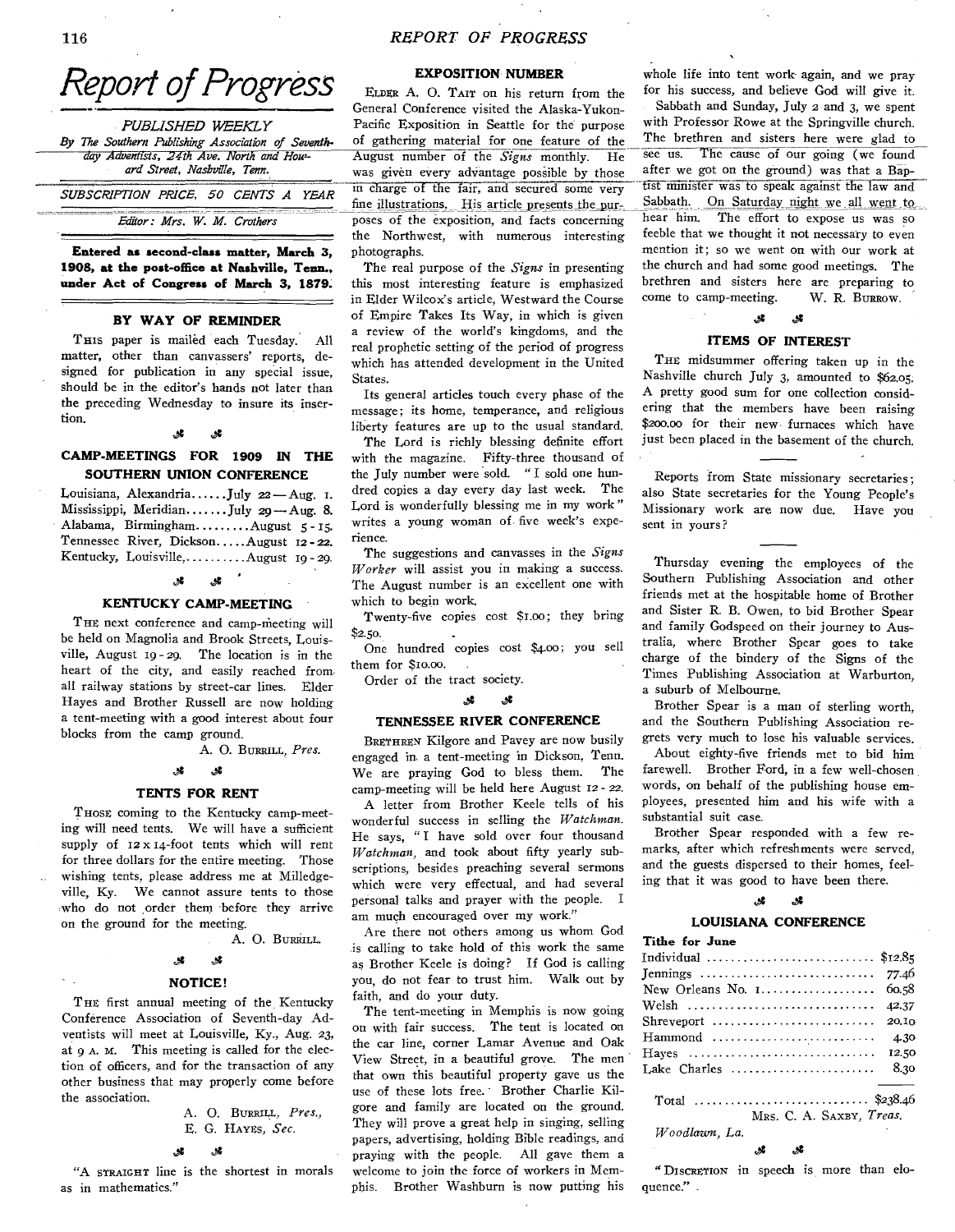# Report of Progress

*PUBLISHED WEEKLY*

*By The Southern Publishing Association of Seventh-day Adventists, 24th Ave. North and Howard Street, Nashville, Tenn.*

*SUBSCRIPTION PRICE, 50 CENTS A YEAR*

*Editor: Mrs. W. M. Crothers*

**Entered as second-class matter, March 3, 1908, at the post-office at Nashville, Tenn., under Act of Congress of March 3, 1879.**

### BY WAY OF REMINDER

THIS paper is mailed each Tuesday. All matter, other than canvassers' reports, designed for publication in any special issue, should be in the editor's hands not later than the preceding Wednesday to insure its insertion.

### CAMP-MEETINGS FOR 1909 IN THE SOUTHERN UNION CONFERENCE

Louisiana, Alexandria......July 22 — Aug. 1.
Mississippi, Meridian.......July 29 — Aug. 8.
Alabama, Birmingham.........August 5 - 15.
Tennessee River, Dickson.....August 12 - 22.
Kentucky, Louisville,..........August 19 - 29.

### KENTUCKY CAMP-MEETING

THE next conference and camp-meeting will be held on Magnolia and Brook Streets, Louisville, August 19 - 29. The location is in the heart of the city, and easily reached from all railway stations by street-car lines. Elder Hayes and Brother Russell are now holding a tent-meeting with a good interest about four blocks from the camp ground.

A. O. BURRILL, *Pres.*

### TENTS FOR RENT

THOSE coming to the Kentucky camp-meeting will need tents. We will have a sufficient supply of 12 x 14-foot tents which will rent for three dollars for the entire meeting. Those wishing tents, please address me at Milledgeville, Ky. We cannot assure tents to those who do not order them before they arrive on the ground for the meeting.

A. O. BURRILL.

### NOTICE!

THE first annual meeting of the Kentucky Conference Association of Seventh-day Adventists will meet at Louisville, Ky., Aug. 23, at 9 A. M. This meeting is called for the election of officers, and for the transaction of any other business that may properly come before the association.

A. O. BURRILL, *Pres.*,
E. G. HAYES, *Sec.*

"A STRAIGHT line is the shortest in morals as in mathematics."

### EXPOSITION NUMBER

ELDER A. O. TAIT on his return from the General Conference visited the Alaska-Yukon-Pacific Exposition in Seattle for the purpose of gathering material for one feature of the August number of the *Signs* monthly. He was given every advantage possible by those in charge of the fair, and secured some very fine illustrations. His article presents the purposes of the exposition, and facts concerning the Northwest, with numerous interesting photographs.

The real purpose of the *Signs* in presenting this most interesting feature is emphasized in Elder Wilcox's article, Westward the Course of Empire Takes Its Way, in which is given a review of the world's kingdoms, and the real prophetic setting of the period of progress which has attended development in the United States.

Its general articles touch every phase of the message; its home, temperance, and religious liberty features are up to the usual standard.

The Lord is richly blessing definite effort with the magazine. Fifty-three thousand of the July number were sold. "I sold one hundred copies a day every day last week. The Lord is wonderfully blessing me in my work" writes a young woman of five week's experience.

The suggestions and canvasses in the *Signs Worker* will assist you in making a success. The August number is an excellent one with which to begin work.

Twenty-five copies cost $1.00; they bring $2.50.

One hundred copies cost $4.00; you sell them for $10.00.

Order of the tract society.

### TENNESSEE RIVER CONFERENCE

BRETHREN Kilgore and Pavey are now busily engaged in a tent-meeting in Dickson, Tenn. We are praying God to bless them. The camp-meeting will be held here August 12 - 22.

A letter from Brother Keele tells of his wonderful success in selling the *Watchman*. He says, "I have sold over four thousand *Watchman*, and took about fifty yearly subscriptions, besides preaching several sermons which were very effectual, and had several personal talks and prayer with the people. I am much encouraged over my work."

Are there not others among us whom God is calling to take hold of this work the same as Brother Keele is doing? If God is calling you, do not fear to trust him. Walk out by faith, and do your duty.

The tent-meeting in Memphis is now going on with fair success. The tent is located on the car line, corner Lamar Avenue and Oak View Street, in a beautiful grove. The men that own this beautiful property gave us the use of these lots free. Brother Charlie Kilgore and family are located on the ground. They will prove a great help in singing, selling papers, advertising, holding Bible readings, and praying with the people. All gave them a welcome to join the force of workers in Memphis. Brother Washburn is now putting his whole life into tent work again, and we pray for his success, and believe God will give it.

Sabbath and Sunday, July 2 and 3, we spent with Professor Rowe at the Springville church. The brethren and sisters here were glad to see us. The cause of our going (we found after we got on the ground) was that a Baptist minister was to speak against the law and Sabbath. On Saturday night we all went to hear him. The effort to expose us was so feeble that we thought it not necessary to even mention it; so we went on with our work at the church and had some good meetings. The brethren and sisters here are preparing to come to camp-meeting. W. R. BURROW.

### ITEMS OF INTEREST

THE midsummer offering taken up in the Nashville church July 3, amounted to $62.05. A pretty good sum for one collection considering that the members have been raising $200.00 for their new furnaces which have just been placed in the basement of the church.

---

Reports from State missionary secretaries; also State secretaries for the Young People's Missionary work are now due. Have you sent in yours?

---

Thursday evening the employees of the Southern Publishing Association and other friends met at the hospitable home of Brother and Sister R. B. Owen, to bid Brother Spear and family Godspeed on their journey to Australia, where Brother Spear goes to take charge of the bindery of the Signs of the Times Publishing Association at Warburton, a suburb of Melbourne.

Brother Spear is a man of sterling worth, and the Southern Publishing Association regrets very much to lose his valuable services.

About eighty-five friends met to bid him farewell. Brother Ford, in a few well-chosen words, on behalf of the publishing house employees, presented him and his wife with a substantial suit case.

Brother Spear responded with a few remarks, after which refreshments were served, and the guests dispersed to their homes, feeling that it was good to have been there.

### LOUISIANA CONFERENCE

**Tithe for June**

| | |
|---|---|
| Individual | $12.85 |
| Jennings | 77.46 |
| New Orleans No. 1 | 60.58 |
| Welsh | 42.37 |
| Shreveport | 20.10 |
| Hammond | 4.30 |
| Hayes | 12.50 |
| Lake Charles | 8.30 |
| Total | $238.46 |

MRS. C. A. SAXBY, *Treas.*
*Woodlawn, La.*

"DISCRETION in speech is more than eloquence."